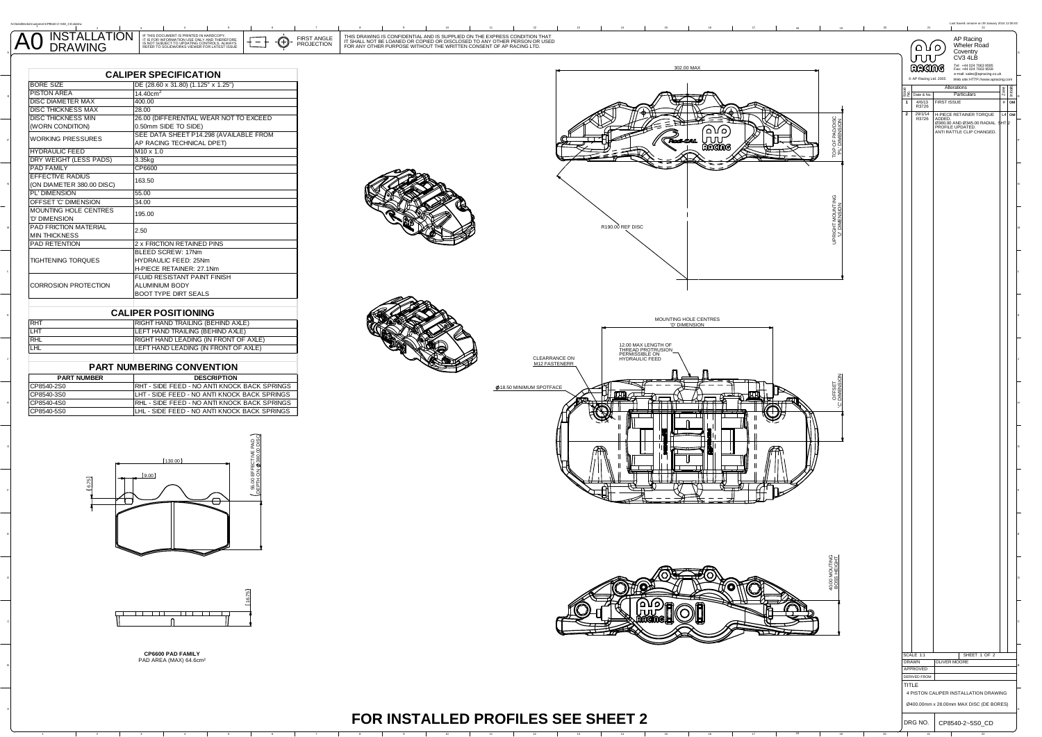# A0 INSTALLATION DRAWING

IF THIS DOCUMENT IS PRINTED IN HARDCOPY, IT IS FOR INFORMATION USE ONLY AND THEREFORE IS NOT SUBJECT TO UPDATING CONTROLS. ALWAYS REFER TO SOLIDWORKS VIEWER FOR LATEST ISSUE.

FIRST ANGLE PROJECTION

THIS DRAWING IS CONFIDENTIAL AND IS SUPPLIED ON THE EXPRESS CONDITION THAT IT SHALL NOT BE LOANED OR COPIED OR DISCLOSED TO ANY OTHER PERSON OR USED FOR ANY OTHER PURPOSE WITHOUT THE WRITTEN CONSENT OF AP RACING LTD.

## CALIPER SPECIFICATION

| | |
|---|---|
| BORE SIZE | DE (28.60 x 31.80) (1.125" x 1.25") |
| PISTON AREA | 14.40cm$^2$ |
| DISC DIAMETER MAX | 400.00 |
| DISC THICKNESS MAX | 28.00 |
| DISC THICKNESS MIN (WORN CONDITION) | 26.00 (DIFFERENTIAL WEAR NOT TO EXCEED 0.50mm SIDE TO SIDE) |
| WORKING PRESSURES | SEE DATA SHEET P14.298 (AVAILABLE FROM AP RACING TECHNICAL DPET) |
| HYDRAULIC FEED | M10 x 1.0 |
| DRY WEIGHT (LESS PADS) | 3.35kg |
| PAD FAMILY | CP6600 |
| EFFECTIVE RADIUS (ON DIAMETER 380.00 DISC) | 163.50 |
| 'PL' DIMENSION | 55.00 |
| OFFSET 'C' DIMENSION | 34.00 |
| MOUNTING HOLE CENTRES 'D' DIMENSION | 195.00 |
| PAD FRICTION MATERIAL MIN THICKNESS | 2.50 |
| PAD RETENTION | 2 x FRICTION RETAINED PINS |
| TIGHTENING TORQUES | BLEED SCREW: 17Nm<br>HYDRAULIC FEED: 25Nm<br>H-PIECE RETAINER: 27.1Nm |
| CORROSION PROTECTION | FLUID RESISTANT PAINT FINISH<br>ALUMINIUM BODY<br>BOOT TYPE DIRT SEALS |

## CALIPER POSITIONING

| | |
|---|---|
| RHT | RIGHT HAND TRAILING (BEHIND AXLE) |
| LHT | LEFT HAND TRAILING (BEHIND AXLE) |
| RHL | RIGHT HAND LEADING (IN FRONT OF AXLE) |
| LHL | LEFT HAND LEADING (IN FRONT OF AXLE) |

## PART NUMBERING CONVENTION

| PART NUMBER | DESCRIPTION |
|---|---|
| CP8540-2S0 | RHT - SIDE FEED - NO ANTI KNOCK BACK SPRINGS |
| CP8540-3S0 | LHT - SIDE FEED - NO ANTI KNOCK BACK SPRINGS |
| CP8540-4S0 | RHL - SIDE FEED - NO ANTI KNOCK BACK SPRINGS |
| CP8540-5S0 | LHL - SIDE FEED - NO ANTI KNOCK BACK SPRINGS |

130.00
9.00
6.75
( 55.00 EFFECTIVE PAD DEPTH ON Ø380.00 DISC )
16.75

**CP6600 PAD FAMILY**
PAD AREA (MAX) 64.6cm²

302.00 MAX
TOP OF PAD/DISC 'PL' DIMENSION
UPRIGHT MOUNTING 'U' DIMENSION
R190.00 REF DISC

MOUNTING HOLE CENTRES 'D' DIMENSION
12.00 MAX LENGTH OF THREAD PROTRUSION PERMISSIBLE ON HYDRAULIC FEED
CLEARRANCE ON M12 FASTENERR
Ø18.50 MINIMUM SPOTFACE
OFFSET 'C' DIMENSION
40.00 MOUTING BOSS HEIGHT

AP Racing
Wheler Road
Coventry
CV3 4LB
Tel: +44 024 7663 9595
Fax: +44 024 7663 9559
e-mail: sales@apracing.co.uk
Web site: HTTP://www.apracing.com
© AP Racing Ltd. 2005

| Issue No. | Date & No. | Alterations Particulars | Zone | Initials |
|---|---|---|---|---|
| 1 | 4/6/13 R3726 | FIRST ISSUE | | OM |
| 2 | 29/1/14 R3726 | H-PIECE RETAINER TORQUE ADDED. Ø380.00 AND Ø345.00 RADIAL PROFILE UPDATED. ANTI RATTLE CLIP CHANGED. | L4 SHT 2 | OM |

SCALE 1:1 — SHEET 1 OF 2
DRAWN: OLIVER MOORE
APPROVED
DERIVED FROM
TITLE: 4 PISTON CALIPER INSTALLATION DRAWING
Ø400.00mm x 28.00mm MAX DISC (DE BORES)
DRG NO. CP8540-2~5S0_CD

**FOR INSTALLED PROFILES SEE SHEET 2**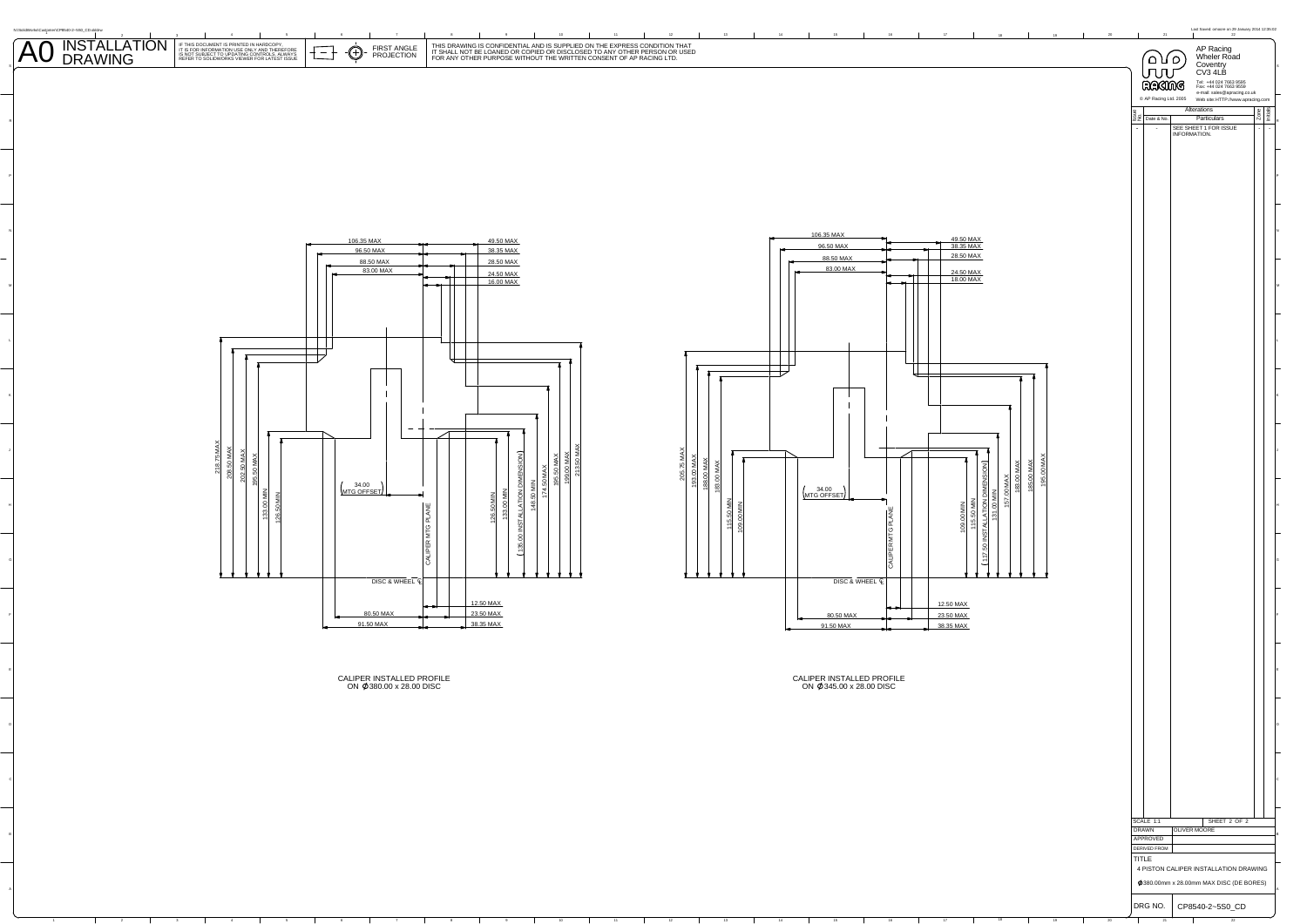# A0 INSTALLATION DRAWING

IF THIS DOCUMENT IS PRINTED IN HARDCOPY, IT IS FOR INFORMATION USE ONLY AND THEREFORE IS NOT SUBJECT TO UPDATING CONTROLS. ALWAYS REFER TO SOLIDWORKS VIEWER FOR LATEST ISSUE.

FIRST ANGLE PROJECTION

THIS DRAWING IS CONFIDENTIAL AND IS SUPPLIED ON THE EXPRESS CONDITION THAT IT SHALL NOT BE LOANED OR COPIED OR DISCLOSED TO ANY OTHER PERSON OR USED FOR ANY OTHER PURPOSE WITHOUT THE WRITTEN CONSENT OF AP RACING LTD.

106.35 MAX
96.50 MAX
88.50 MAX
83.00 MAX
49.50 MAX
38.35 MAX
28.50 MAX
24.50 MAX
16.00 MAX
218.75 MAX
208.50 MAX
202.50 MAX
195.50 MAX
133.00 MIN
126.50 MIN
34.00 (MTG OFFSET)
CALIPER MTG PLANE
126.50 MIN
133.00 MIN
(135.00 INSTALLATION DIMENSION)
148.50 MIN
174.50 MAX
195.50 MAX
199.00 MAX
213.50 MAX
DISC & WHEEL ℄
12.50 MAX
23.50 MAX
38.35 MAX
80.50 MAX
91.50 MAX

CALIPER INSTALLED PROFILE ON Ø380.00 x 28.00 DISC

106.35 MAX
96.50 MAX
88.50 MAX
83.00 MAX
49.50 MAX
38.35 MAX
28.50 MAX
24.50 MAX
18.00 MAX
205.35 MAX
193.00 MAX
188.00 MAX
183.00 MAX
115.50 MIN
109.00 MIN
34.00 (MTG OFFSET)
CALIPER MTG PLANE
109.00 MIN
115.50 MIN
(117.50 INSTALLATION DIMENSION)
131.00 MIN
157.00 MAX
183.00 MAX
195.00 MAX
DISC & WHEEL ℄
12.50 MAX
23.50 MAX
38.35 MAX
80.50 MAX
91.50 MAX

CALIPER INSTALLED PROFILE ON Ø345.00 x 28.00 DISC

AP Racing
Wheler Road
Coventry
CV3 4LB
Tel: +44 024 7663 9595
Fax: +44 024 7663 9559
e-mail: sales@apracing.co.uk
Web site: HTTP://www.apracing.com
© AP Racing Ltd. 2005

| Issue No. | Date & No. | Alterations Particulars | Zone | Initials |
|---|---|---|---|---|
| - | - | SEE SHEET 1 FOR ISSUE INFORMATION. | - | - |

| | |
|---|---|
| SCALE 1:1 | SHEET 2 OF 2 |
| DRAWN | OLIVER MOORE |
| APPROVED | |
| DERIVED FROM | |
| TITLE | 4 PISTON CALIPER INSTALLATION DRAWING Ø380.00mm x 28.00mm MAX DISC (DE BORES) |
| DRG NO. | CP8540-2~5S0_CD |